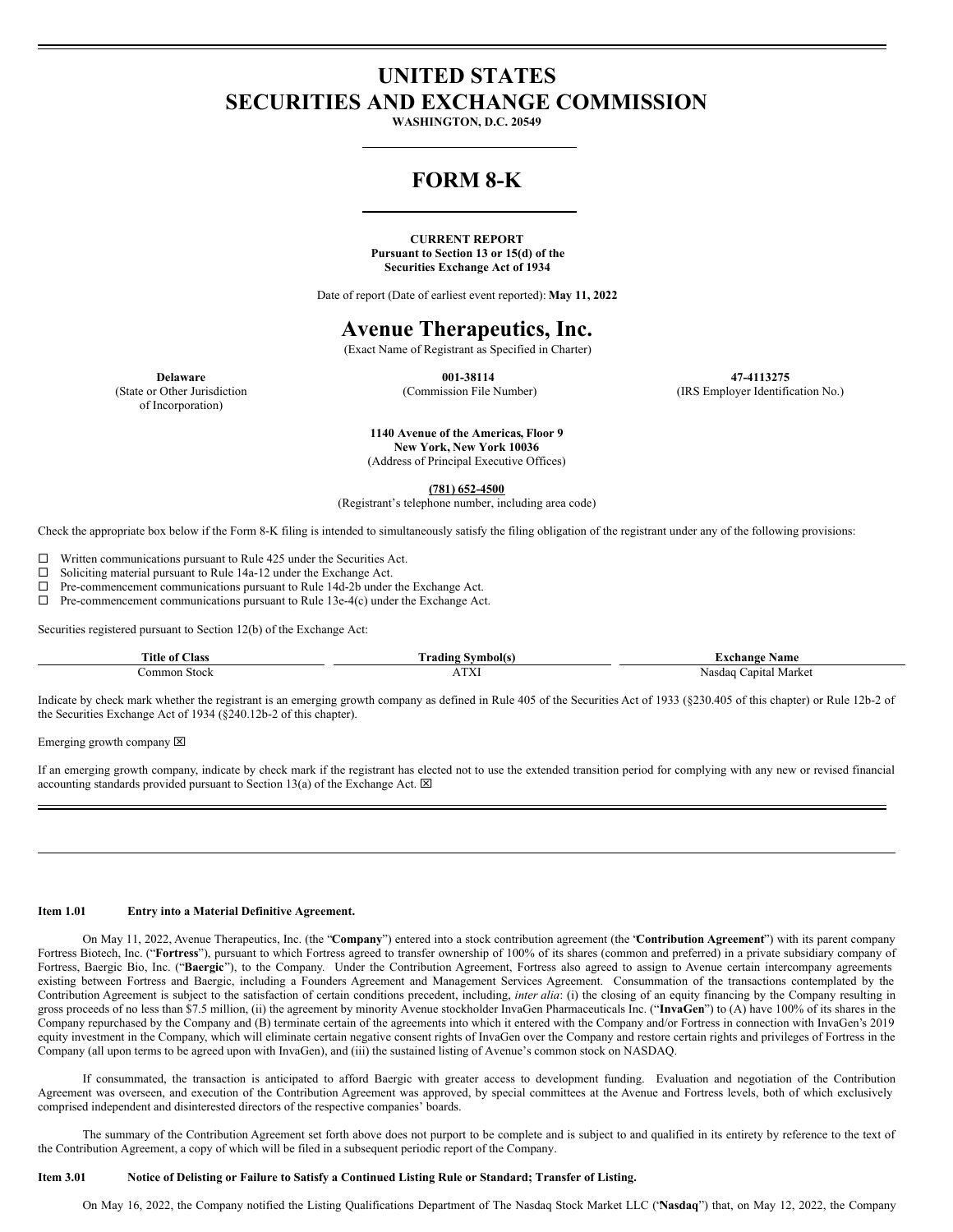# UNITED STATES
# SECURITIES AND EXCHANGE COMMISSION

**WASHINGTON, D.C. 20549**

# FORM 8-K

**CURRENT REPORT**
**Pursuant to Section 13 or 15(d) of the**
**Securities Exchange Act of 1934**

Date of report (Date of earliest event reported): **May 11, 2022**

# Avenue Therapeutics, Inc.

(Exact Name of Registrant as Specified in Charter)

| **Delaware** | **001-38114** | **47-4113275** |
|---|---|---|
| (State or Other Jurisdiction of Incorporation) | (Commission File Number) | (IRS Employer Identification No.) |

**1140 Avenue of the Americas, Floor 9**
**New York, New York 10036**
(Address of Principal Executive Offices)

**(781) 652-4500**
(Registrant's telephone number, including area code)

Check the appropriate box below if the Form 8-K filing is intended to simultaneously satisfy the filing obligation of the registrant under any of the following provisions:

☐ Written communications pursuant to Rule 425 under the Securities Act.
☐ Soliciting material pursuant to Rule 14a-12 under the Exchange Act.
☐ Pre-commencement communications pursuant to Rule 14d-2b under the Exchange Act.
☐ Pre-commencement communications pursuant to Rule 13e-4(c) under the Exchange Act.

Securities registered pursuant to Section 12(b) of the Exchange Act:

| Title of Class | Trading Symbol(s) | Exchange Name |
|---|---|---|
| Common Stock | ATXI | Nasdaq Capital Market |

Indicate by check mark whether the registrant is an emerging growth company as defined in Rule 405 of the Securities Act of 1933 (§230.405 of this chapter) or Rule 12b-2 of the Securities Exchange Act of 1934 (§240.12b-2 of this chapter).

Emerging growth company ☒

If an emerging growth company, indicate by check mark if the registrant has elected not to use the extended transition period for complying with any new or revised financial accounting standards provided pursuant to Section 13(a) of the Exchange Act. ☒

---

**Item 1.01 Entry into a Material Definitive Agreement.**

On May 11, 2022, Avenue Therapeutics, Inc. (the "**Company**") entered into a stock contribution agreement (the "**Contribution Agreement**") with its parent company Fortress Biotech, Inc. ("**Fortress**"), pursuant to which Fortress agreed to transfer ownership of 100% of its shares (common and preferred) in a private subsidiary company of Fortress, Baergic Bio, Inc. ("**Baergic**"), to the Company. Under the Contribution Agreement, Fortress also agreed to assign to Avenue certain intercompany agreements existing between Fortress and Baergic, including a Founders Agreement and Management Services Agreement. Consummation of the transactions contemplated by the Contribution Agreement is subject to the satisfaction of certain conditions precedent, including, *inter alia*: (i) the closing of an equity financing by the Company resulting in gross proceeds of no less than $7.5 million, (ii) the agreement by minority Avenue stockholder InvaGen Pharmaceuticals Inc. ("**InvaGen**") to (A) have 100% of its shares in the Company repurchased by the Company and (B) terminate certain of the agreements into which it entered with the Company and/or Fortress in connection with InvaGen's 2019 equity investment in the Company, which will eliminate certain negative consent rights of InvaGen over the Company and restore certain rights and privileges of Fortress in the Company (all upon terms to be agreed upon with InvaGen), and (iii) the sustained listing of Avenue's common stock on NASDAQ.

If consummated, the transaction is anticipated to afford Baergic with greater access to development funding. Evaluation and negotiation of the Contribution Agreement was overseen, and execution of the Contribution Agreement was approved, by special committees at the Avenue and Fortress levels, both of which exclusively comprised independent and disinterested directors of the respective companies' boards.

The summary of the Contribution Agreement set forth above does not purport to be complete and is subject to and qualified in its entirety by reference to the text of the Contribution Agreement, a copy of which will be filed in a subsequent periodic report of the Company.

**Item 3.01 Notice of Delisting or Failure to Satisfy a Continued Listing Rule or Standard; Transfer of Listing.**

On May 16, 2022, the Company notified the Listing Qualifications Department of The Nasdaq Stock Market LLC ("**Nasdaq**") that, on May 12, 2022, the Company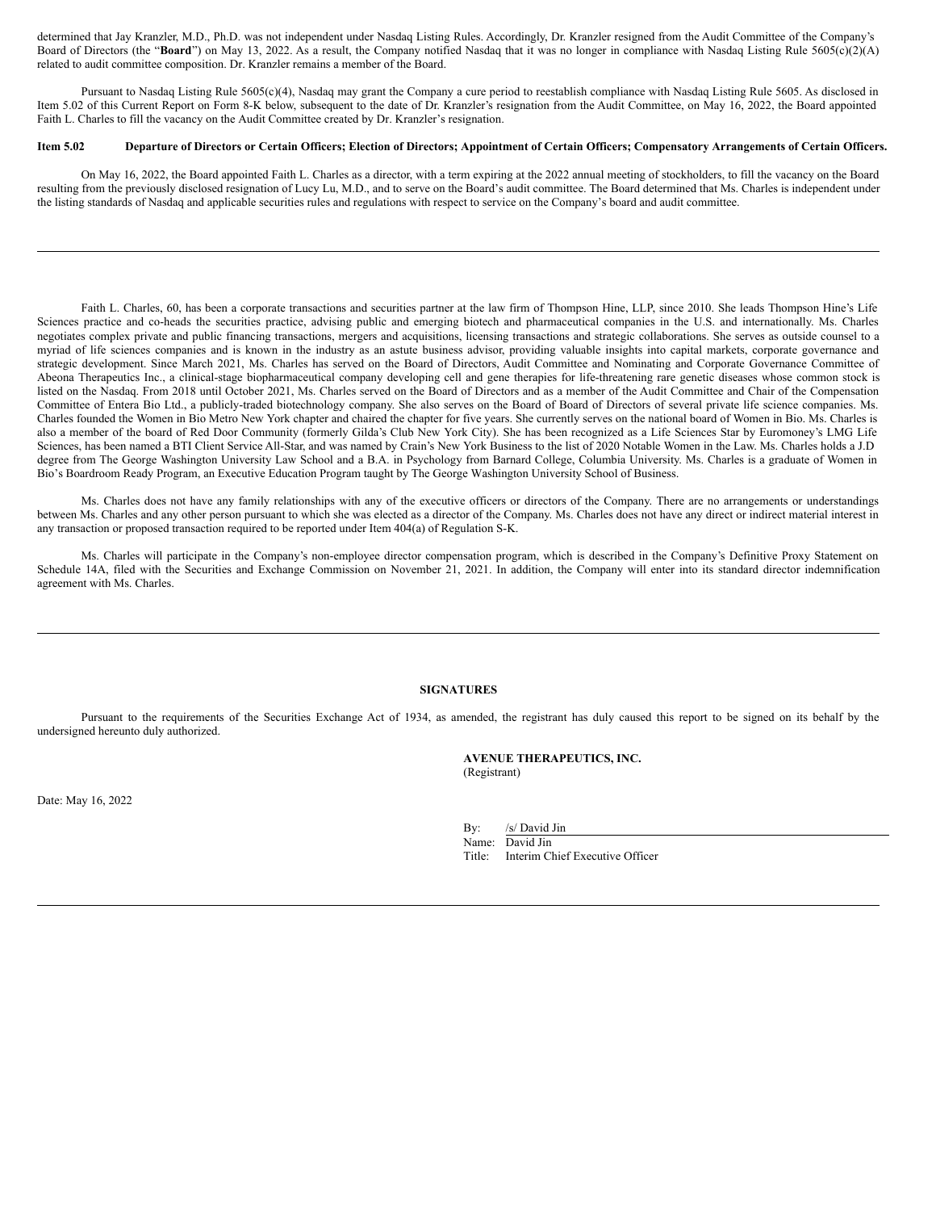determined that Jay Kranzler, M.D., Ph.D. was not independent under Nasdaq Listing Rules. Accordingly, Dr. Kranzler resigned from the Audit Committee of the Company's Board of Directors (the "**Board**") on May 13, 2022. As a result, the Company notified Nasdaq that it was no longer in compliance with Nasdaq Listing Rule 5605(c)(2)(A) related to audit committee composition. Dr. Kranzler remains a member of the Board.

Pursuant to Nasdaq Listing Rule 5605(c)(4), Nasdaq may grant the Company a cure period to reestablish compliance with Nasdaq Listing Rule 5605. As disclosed in Item 5.02 of this Current Report on Form 8-K below, subsequent to the date of Dr. Kranzler's resignation from the Audit Committee, on May 16, 2022, the Board appointed Faith L. Charles to fill the vacancy on the Audit Committee created by Dr. Kranzler's resignation.

**Item 5.02 Departure of Directors or Certain Officers; Election of Directors; Appointment of Certain Officers; Compensatory Arrangements of Certain Officers.**

On May 16, 2022, the Board appointed Faith L. Charles as a director, with a term expiring at the 2022 annual meeting of stockholders, to fill the vacancy on the Board resulting from the previously disclosed resignation of Lucy Lu, M.D., and to serve on the Board's audit committee. The Board determined that Ms. Charles is independent under the listing standards of Nasdaq and applicable securities rules and regulations with respect to service on the Company's board and audit committee.

---

Faith L. Charles, 60, has been a corporate transactions and securities partner at the law firm of Thompson Hine, LLP, since 2010. She leads Thompson Hine's Life Sciences practice and co-heads the securities practice, advising public and emerging biotech and pharmaceutical companies in the U.S. and internationally. Ms. Charles negotiates complex private and public financing transactions, mergers and acquisitions, licensing transactions and strategic collaborations. She serves as outside counsel to a myriad of life sciences companies and is known in the industry as an astute business advisor, providing valuable insights into capital markets, corporate governance and strategic development. Since March 2021, Ms. Charles has served on the Board of Directors, Audit Committee and Nominating and Corporate Governance Committee of Abeona Therapeutics Inc., a clinical-stage biopharmaceutical company developing cell and gene therapies for life-threatening rare genetic diseases whose common stock is listed on the Nasdaq. From 2018 until October 2021, Ms. Charles served on the Board of Directors and as a member of the Audit Committee and Chair of the Compensation Committee of Entera Bio Ltd., a publicly-traded biotechnology company. She also serves on the Board of Board of Directors of several private life science companies. Ms. Charles founded the Women in Bio Metro New York chapter and chaired the chapter for five years. She currently serves on the national board of Women in Bio. Ms. Charles is also a member of the board of Red Door Community (formerly Gilda's Club New York City). She has been recognized as a Life Sciences Star by Euromoney's LMG Life Sciences, has been named a BTI Client Service All-Star, and was named by Crain's New York Business to the list of 2020 Notable Women in the Law. Ms. Charles holds a J.D degree from The George Washington University Law School and a B.A. in Psychology from Barnard College, Columbia University. Ms. Charles is a graduate of Women in Bio's Boardroom Ready Program, an Executive Education Program taught by The George Washington University School of Business.

Ms. Charles does not have any family relationships with any of the executive officers or directors of the Company. There are no arrangements or understandings between Ms. Charles and any other person pursuant to which she was elected as a director of the Company. Ms. Charles does not have any direct or indirect material interest in any transaction or proposed transaction required to be reported under Item 404(a) of Regulation S-K.

Ms. Charles will participate in the Company's non-employee director compensation program, which is described in the Company's Definitive Proxy Statement on Schedule 14A, filed with the Securities and Exchange Commission on November 21, 2021. In addition, the Company will enter into its standard director indemnification agreement with Ms. Charles.

---

**SIGNATURES**

Pursuant to the requirements of the Securities Exchange Act of 1934, as amended, the registrant has duly caused this report to be signed on its behalf by the undersigned hereunto duly authorized.

**AVENUE THERAPEUTICS, INC.**
(Registrant)

Date: May 16, 2022

By: /s/ David Jin
Name: David Jin
Title: Interim Chief Executive Officer